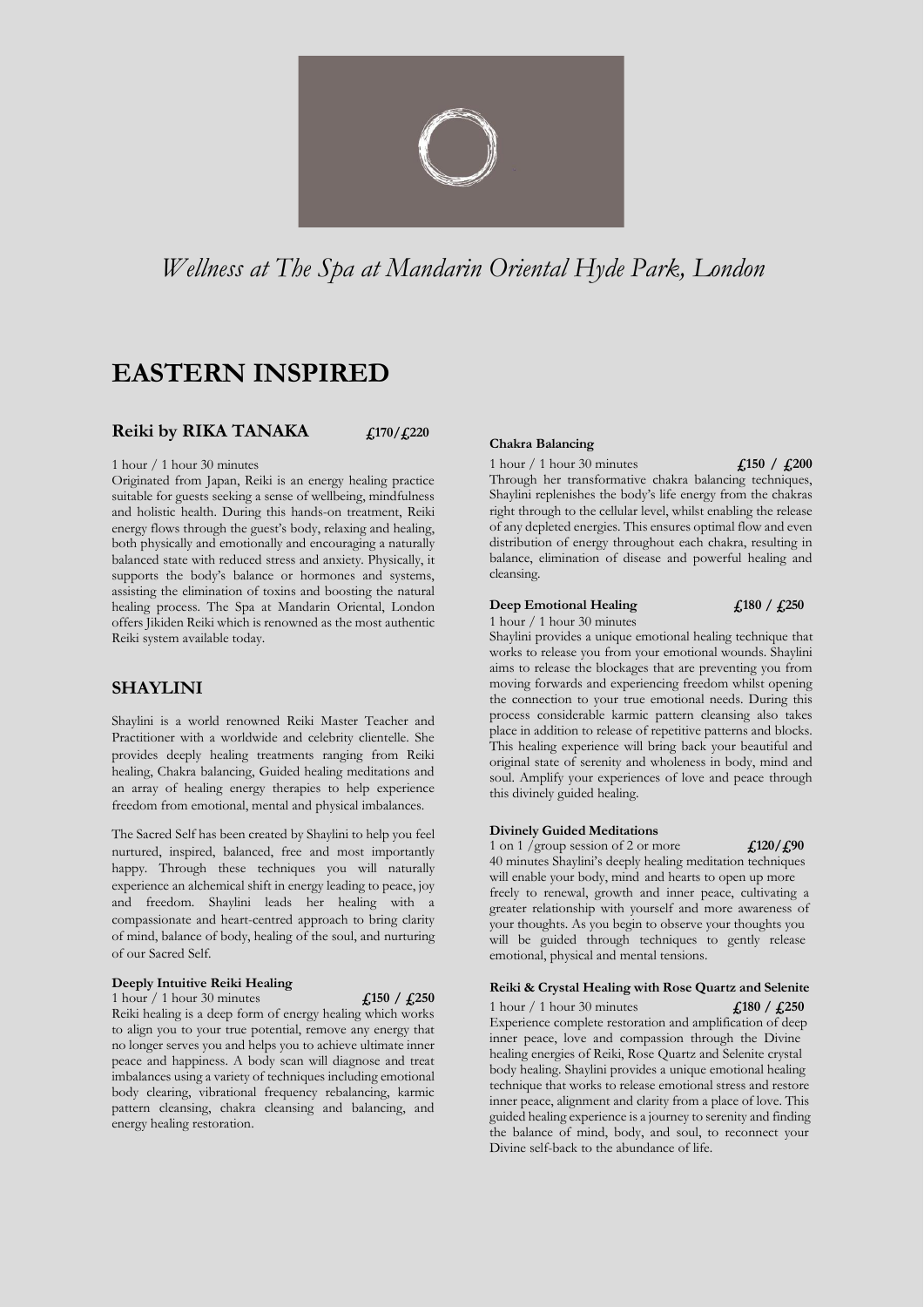*Wellness at The Spa at Mandarin Oriental Hyde Park, London*

# EASTERN INSPIRED

## Reiki by RIKA TANAKA £170/£220

1 hour / 1 hour 30 minutes
Originated from Japan, Reiki is an energy healing practice suitable for guests seeking a sense of wellbeing, mindfulness and holistic health. During this hands-on treatment, Reiki energy flows through the guest's body, relaxing and healing, both physically and emotionally and encouraging a naturally balanced state with reduced stress and anxiety. Physically, it supports the body's balance or hormones and systems, assisting the elimination of toxins and boosting the natural healing process. The Spa at Mandarin Oriental, London offers Jikiden Reiki which is renowned as the most authentic Reiki system available today.

## SHAYLINI

Shaylini is a world renowned Reiki Master Teacher and Practitioner with a worldwide and celebrity clientelle. She provides deeply healing treatments ranging from Reiki healing, Chakra balancing, Guided healing meditations and an array of healing energy therapies to help experience freedom from emotional, mental and physical imbalances.

The Sacred Self has been created by Shaylini to help you feel nurtured, inspired, balanced, free and most importantly happy. Through these techniques you will naturally experience an alchemical shift in energy leading to peace, joy and freedom. Shaylini leads her healing with a compassionate and heart-centred approach to bring clarity of mind, balance of body, healing of the soul, and nurturing of our Sacred Self.

**Deeply Intuitive Reiki Healing**
1 hour / 1 hour 30 minutes **£150 / £250**
Reiki healing is a deep form of energy healing which works to align you to your true potential, remove any energy that no longer serves you and helps you to achieve ultimate inner peace and happiness. A body scan will diagnose and treat imbalances using a variety of techniques including emotional body clearing, vibrational frequency rebalancing, karmic pattern cleansing, chakra cleansing and balancing, and energy healing restoration.

**Chakra Balancing**
1 hour / 1 hour 30 minutes **£150 / £200**
Through her transformative chakra balancing techniques, Shaylini replenishes the body's life energy from the chakras right through to the cellular level, whilst enabling the release of any depleted energies. This ensures optimal flow and even distribution of energy throughout each chakra, resulting in balance, elimination of disease and powerful healing and cleansing.

**Deep Emotional Healing** **£180 / £250**
1 hour / 1 hour 30 minutes
Shaylini provides a unique emotional healing technique that works to release you from your emotional wounds. Shaylini aims to release the blockages that are preventing you from moving forwards and experiencing freedom whilst opening the connection to your true emotional needs. During this process considerable karmic pattern cleansing also takes place in addition to release of repetitive patterns and blocks. This healing experience will bring back your beautiful and original state of serenity and wholeness in body, mind and soul. Amplify your experiences of love and peace through this divinely guided healing.

**Divinely Guided Meditations**
1 on 1 /group session of 2 or more **£120/£90**
40 minutes Shaylini's deeply healing meditation techniques will enable your body, mind and hearts to open up more freely to renewal, growth and inner peace, cultivating a greater relationship with yourself and more awareness of your thoughts. As you begin to observe your thoughts you will be guided through techniques to gently release emotional, physical and mental tensions.

**Reiki & Crystal Healing with Rose Quartz and Selenite**
1 hour / 1 hour 30 minutes **£180 / £250**
Experience complete restoration and amplification of deep inner peace, love and compassion through the Divine healing energies of Reiki, Rose Quartz and Selenite crystal body healing. Shaylini provides a unique emotional healing technique that works to release emotional stress and restore inner peace, alignment and clarity from a place of love. This guided healing experience is a journey to serenity and finding the balance of mind, body, and soul, to reconnect your Divine self-back to the abundance of life.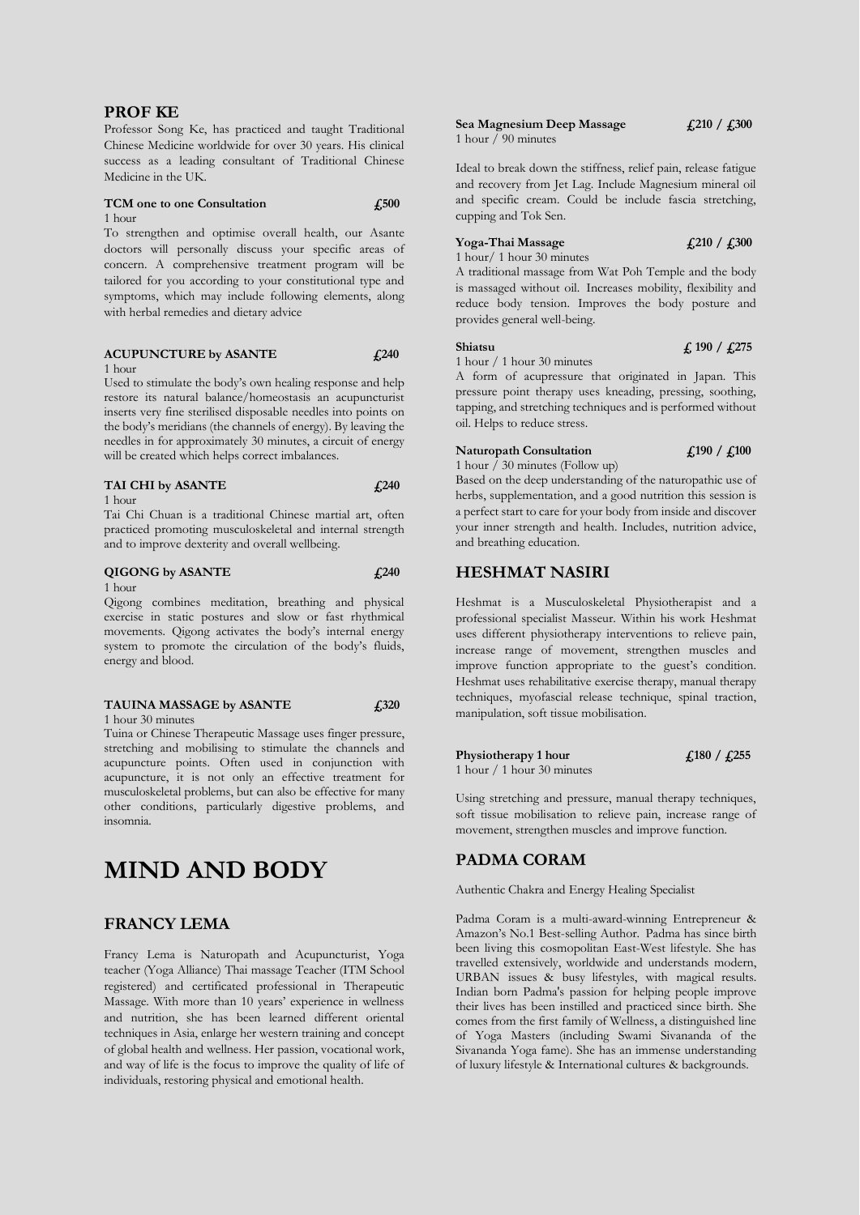## PROF KE

Professor Song Ke, has practiced and taught Traditional Chinese Medicine worldwide for over 30 years. His clinical success as a leading consultant of Traditional Chinese Medicine in the UK.

**TCM one to one Consultation** **£500**
1 hour
To strengthen and optimise overall health, our Asante doctors will personally discuss your specific areas of concern. A comprehensive treatment program will be tailored for you according to your constitutional type and symptoms, which may include following elements, along with herbal remedies and dietary advice

**ACUPUNCTURE by ASANTE** **£240**
1 hour
Used to stimulate the body's own healing response and help restore its natural balance/homeostasis an acupuncturist inserts very fine sterilised disposable needles into points on the body's meridians (the channels of energy). By leaving the needles in for approximately 30 minutes, a circuit of energy will be created which helps correct imbalances.

**TAI CHI by ASANTE** **£240**
1 hour
Tai Chi Chuan is a traditional Chinese martial art, often practiced promoting musculoskeletal and internal strength and to improve dexterity and overall wellbeing.

**QIGONG by ASANTE** **£240**
1 hour
Qigong combines meditation, breathing and physical exercise in static postures and slow or fast rhythmical movements. Qigong activates the body's internal energy system to promote the circulation of the body's fluids, energy and blood.

**TAUINA MASSAGE by ASANTE** **£320**
1 hour 30 minutes
Tuina or Chinese Therapeutic Massage uses finger pressure, stretching and mobilising to stimulate the channels and acupuncture points. Often used in conjunction with acupuncture, it is not only an effective treatment for musculoskeletal problems, but can also be effective for many other conditions, particularly digestive problems, and insomnia.

# MIND AND BODY

## FRANCY LEMA

Francy Lema is Naturopath and Acupuncturist, Yoga teacher (Yoga Alliance) Thai massage Teacher (ITM School registered) and certificated professional in Therapeutic Massage. With more than 10 years' experience in wellness and nutrition, she has been learned different oriental techniques in Asia, enlarge her western training and concept of global health and wellness. Her passion, vocational work, and way of life is the focus to improve the quality of life of individuals, restoring physical and emotional health.

**Sea Magnesium Deep Massage** **£210 / £300**
1 hour / 90 minutes

Ideal to break down the stiffness, relief pain, release fatigue and recovery from Jet Lag. Include Magnesium mineral oil and specific cream. Could be include fascia stretching, cupping and Tok Sen.

**Yoga-Thai Massage** **£210 / £300**
1 hour/ 1 hour 30 minutes
A traditional massage from Wat Poh Temple and the body is massaged without oil. Increases mobility, flexibility and reduce body tension. Improves the body posture and provides general well-being.

**Shiatsu** **£ 190 / £275**
1 hour / 1 hour 30 minutes
A form of acupressure that originated in Japan. This pressure point therapy uses kneading, pressing, soothing, tapping, and stretching techniques and is performed without oil. Helps to reduce stress.

**Naturopath Consultation** **£190 / £100**
1 hour / 30 minutes (Follow up)
Based on the deep understanding of the naturopathic use of herbs, supplementation, and a good nutrition this session is a perfect start to care for your body from inside and discover your inner strength and health. Includes, nutrition advice, and breathing education.

## HESHMAT NASIRI

Heshmat is a Musculoskeletal Physiotherapist and a professional specialist Masseur. Within his work Heshmat uses different physiotherapy interventions to relieve pain, increase range of movement, strengthen muscles and improve function appropriate to the guest's condition. Heshmat uses rehabilitative exercise therapy, manual therapy techniques, myofascial release technique, spinal traction, manipulation, soft tissue mobilisation.

**Physiotherapy 1 hour** **£180 / £255**
1 hour / 1 hour 30 minutes

Using stretching and pressure, manual therapy techniques, soft tissue mobilisation to relieve pain, increase range of movement, strengthen muscles and improve function.

## PADMA CORAM

Authentic Chakra and Energy Healing Specialist

Padma Coram is a multi-award-winning Entrepreneur & Amazon's No.1 Best-selling Author. Padma has since birth been living this cosmopolitan East-West lifestyle. She has travelled extensively, worldwide and understands modern, URBAN issues & busy lifestyles, with magical results. Indian born Padma's passion for helping people improve their lives has been instilled and practiced since birth. She comes from the first family of Wellness, a distinguished line of Yoga Masters (including Swami Sivananda of the Sivananda Yoga fame). She has an immense understanding of luxury lifestyle & International cultures & backgrounds.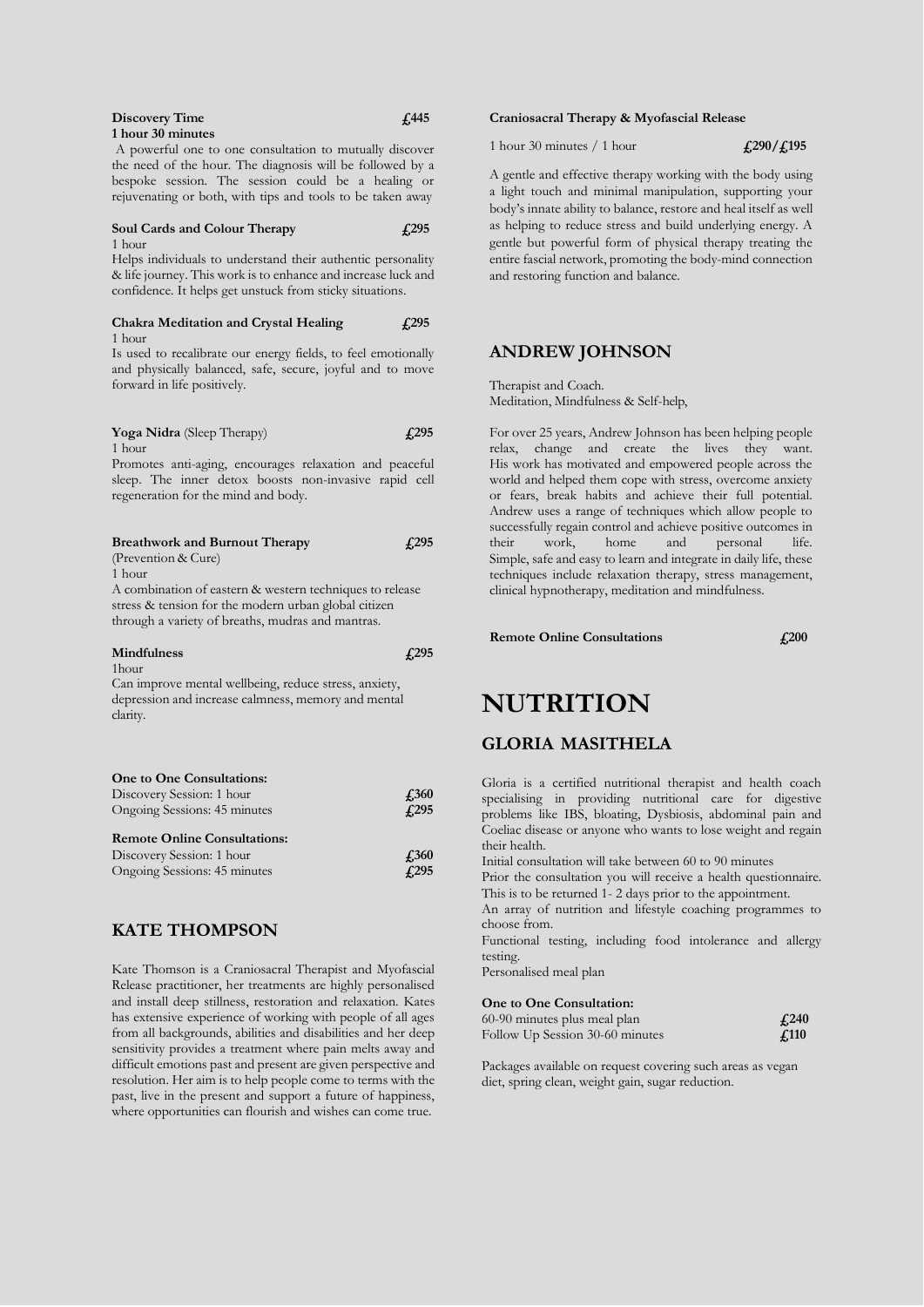**Discovery Time** **£445**
**1 hour 30 minutes**
A powerful one to one consultation to mutually discover the need of the hour. The diagnosis will be followed by a bespoke session. The session could be a healing or rejuvenating or both, with tips and tools to be taken away

**Soul Cards and Colour Therapy** **£295**
1 hour
Helps individuals to understand their authentic personality & life journey. This work is to enhance and increase luck and confidence. It helps get unstuck from sticky situations.

**Chakra Meditation and Crystal Healing** **£295**
1 hour
Is used to recalibrate our energy fields, to feel emotionally and physically balanced, safe, secure, joyful and to move forward in life positively.

**Yoga Nidra** (Sleep Therapy) **£295**
1 hour
Promotes anti-aging, encourages relaxation and peaceful sleep. The inner detox boosts non-invasive rapid cell regeneration for the mind and body.

**Breathwork and Burnout Therapy** **£295**
(Prevention & Cure)
1 hour
A combination of eastern & western techniques to release stress & tension for the modern urban global citizen through a variety of breaths, mudras and mantras.

**Mindfulness** **£295**
1hour
Can improve mental wellbeing, reduce stress, anxiety, depression and increase calmness, memory and mental clarity.

**One to One Consultations:**
Discovery Session: 1 hour **£360**
Ongoing Sessions: 45 minutes **£295**

**Remote Online Consultations:**
Discovery Session: 1 hour **£360**
Ongoing Sessions: 45 minutes **£295**

## KATE THOMPSON

Kate Thomson is a Craniosacral Therapist and Myofascial Release practitioner, her treatments are highly personalised and install deep stillness, restoration and relaxation. Kates has extensive experience of working with people of all ages from all backgrounds, abilities and disabilities and her deep sensitivity provides a treatment where pain melts away and difficult emotions past and present are given perspective and resolution. Her aim is to help people come to terms with the past, live in the present and support a future of happiness, where opportunities can flourish and wishes can come true.

**Craniosacral Therapy & Myofascial Release**

1 hour 30 minutes / 1 hour **£290/£195**

A gentle and effective therapy working with the body using a light touch and minimal manipulation, supporting your body's innate ability to balance, restore and heal itself as well as helping to reduce stress and build underlying energy. A gentle but powerful form of physical therapy treating the entire fascial network, promoting the body-mind connection and restoring function and balance.

## ANDREW JOHNSON

Therapist and Coach.
Meditation, Mindfulness & Self-help,

For over 25 years, Andrew Johnson has been helping people relax, change and create the lives they want. His work has motivated and empowered people across the world and helped them cope with stress, overcome anxiety or fears, break habits and achieve their full potential. Andrew uses a range of techniques which allow people to successfully regain control and achieve positive outcomes in their work, home and personal life. Simple, safe and easy to learn and integrate in daily life, these techniques include relaxation therapy, stress management, clinical hypnotherapy, meditation and mindfulness.

**Remote Online Consultations** **£200**

# NUTRITION

## GLORIA MASITHELA

Gloria is a certified nutritional therapist and health coach specialising in providing nutritional care for digestive problems like IBS, bloating, Dysbiosis, abdominal pain and Coeliac disease or anyone who wants to lose weight and regain their health.
Initial consultation will take between 60 to 90 minutes
Prior the consultation you will receive a health questionnaire. This is to be returned 1- 2 days prior to the appointment.
An array of nutrition and lifestyle coaching programmes to choose from.
Functional testing, including food intolerance and allergy testing.
Personalised meal plan

**One to One Consultation:**
60-90 minutes plus meal plan **£240**
Follow Up Session 30-60 minutes **£110**

Packages available on request covering such areas as vegan diet, spring clean, weight gain, sugar reduction.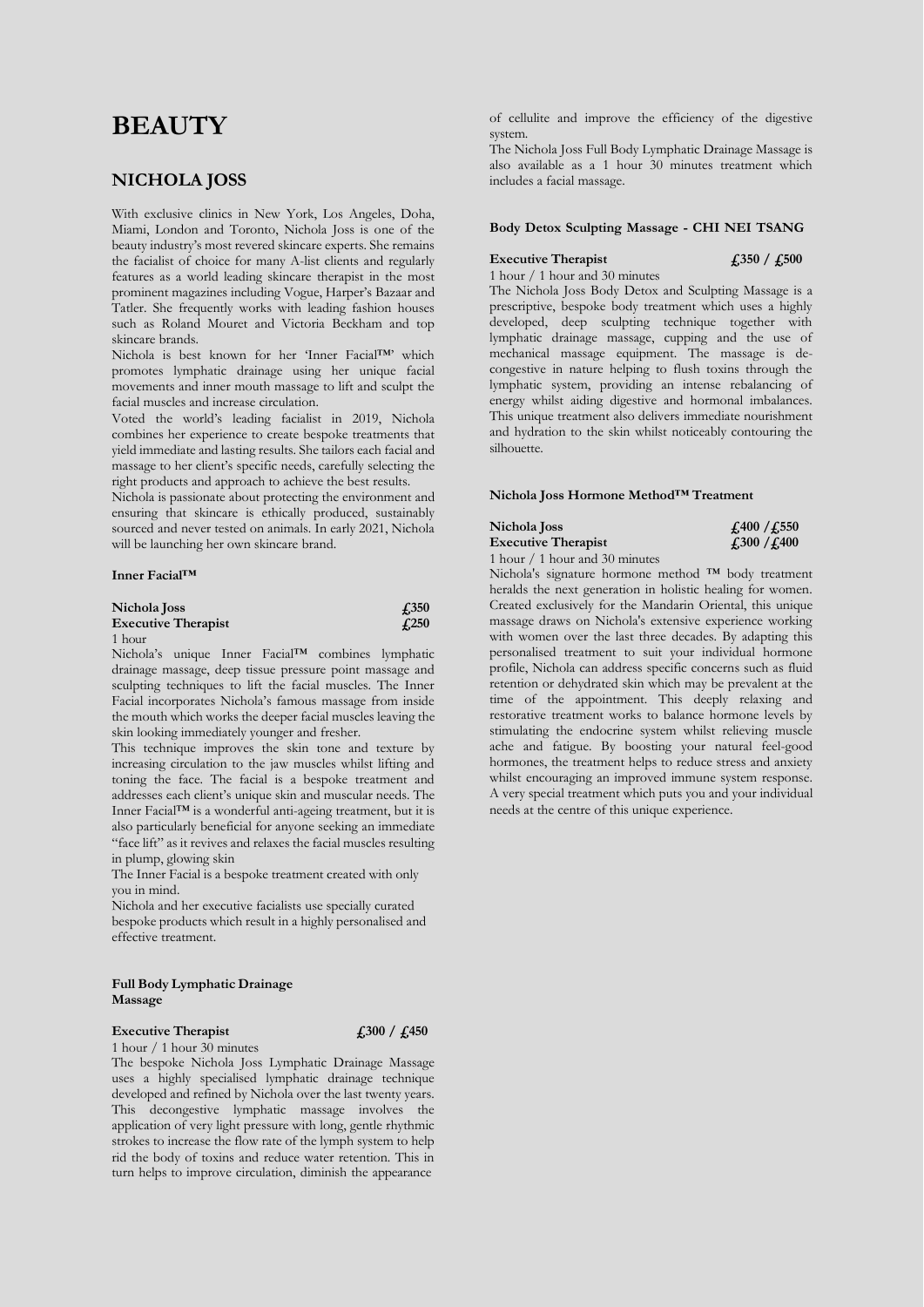# BEAUTY

## NICHOLA JOSS

With exclusive clinics in New York, Los Angeles, Doha, Miami, London and Toronto, Nichola Joss is one of the beauty industry's most revered skincare experts. She remains the facialist of choice for many A-list clients and regularly features as a world leading skincare therapist in the most prominent magazines including Vogue, Harper's Bazaar and Tatler. She frequently works with leading fashion houses such as Roland Mouret and Victoria Beckham and top skincare brands.

Nichola is best known for her 'Inner Facial™' which promotes lymphatic drainage using her unique facial movements and inner mouth massage to lift and sculpt the facial muscles and increase circulation.

Voted the world's leading facialist in 2019, Nichola combines her experience to create bespoke treatments that yield immediate and lasting results. She tailors each facial and massage to her client's specific needs, carefully selecting the right products and approach to achieve the best results.

Nichola is passionate about protecting the environment and ensuring that skincare is ethically produced, sustainably sourced and never tested on animals. In early 2021, Nichola will be launching her own skincare brand.

**Inner Facial™**

**Nichola Joss** **£350**
**Executive Therapist** **£250**
1 hour

Nichola's unique Inner Facial™ combines lymphatic drainage massage, deep tissue pressure point massage and sculpting techniques to lift the facial muscles. The Inner Facial incorporates Nichola's famous massage from inside the mouth which works the deeper facial muscles leaving the skin looking immediately younger and fresher.

This technique improves the skin tone and texture by increasing circulation to the jaw muscles whilst lifting and toning the face. The facial is a bespoke treatment and addresses each client's unique skin and muscular needs. The Inner Facial™ is a wonderful anti-ageing treatment, but it is also particularly beneficial for anyone seeking an immediate "face lift" as it revives and relaxes the facial muscles resulting in plump, glowing skin

The Inner Facial is a bespoke treatment created with only you in mind.

Nichola and her executive facialists use specially curated bespoke products which result in a highly personalised and effective treatment.

**Full Body Lymphatic Drainage Massage**

**Executive Therapist** **£300 / £450**
1 hour / 1 hour 30 minutes

The bespoke Nichola Joss Lymphatic Drainage Massage uses a highly specialised lymphatic drainage technique developed and refined by Nichola over the last twenty years. This decongestive lymphatic massage involves the application of very light pressure with long, gentle rhythmic strokes to increase the flow rate of the lymph system to help rid the body of toxins and reduce water retention. This in turn helps to improve circulation, diminish the appearance of cellulite and improve the efficiency of the digestive system.

The Nichola Joss Full Body Lymphatic Drainage Massage is also available as a 1 hour 30 minutes treatment which includes a facial massage.

**Body Detox Sculpting Massage - CHI NEI TSANG**

**Executive Therapist** **£350 / £500**
1 hour / 1 hour and 30 minutes

The Nichola Joss Body Detox and Sculpting Massage is a prescriptive, bespoke body treatment which uses a highly developed, deep sculpting technique together with lymphatic drainage massage, cupping and the use of mechanical massage equipment. The massage is de-congestive in nature helping to flush toxins through the lymphatic system, providing an intense rebalancing of energy whilst aiding digestive and hormonal imbalances. This unique treatment also delivers immediate nourishment and hydration to the skin whilst noticeably contouring the silhouette.

**Nichola Joss Hormone Method™ Treatment**

**Nichola Joss** **£400 /£550**
**Executive Therapist** **£300 /£400**
1 hour / 1 hour and 30 minutes

Nichola's signature hormone method ™ body treatment heralds the next generation in holistic healing for women. Created exclusively for the Mandarin Oriental, this unique massage draws on Nichola's extensive experience working with women over the last three decades. By adapting this personalised treatment to suit your individual hormone profile, Nichola can address specific concerns such as fluid retention or dehydrated skin which may be prevalent at the time of the appointment. This deeply relaxing and restorative treatment works to balance hormone levels by stimulating the endocrine system whilst relieving muscle ache and fatigue. By boosting your natural feel-good hormones, the treatment helps to reduce stress and anxiety whilst encouraging an improved immune system response. A very special treatment which puts you and your individual needs at the centre of this unique experience.